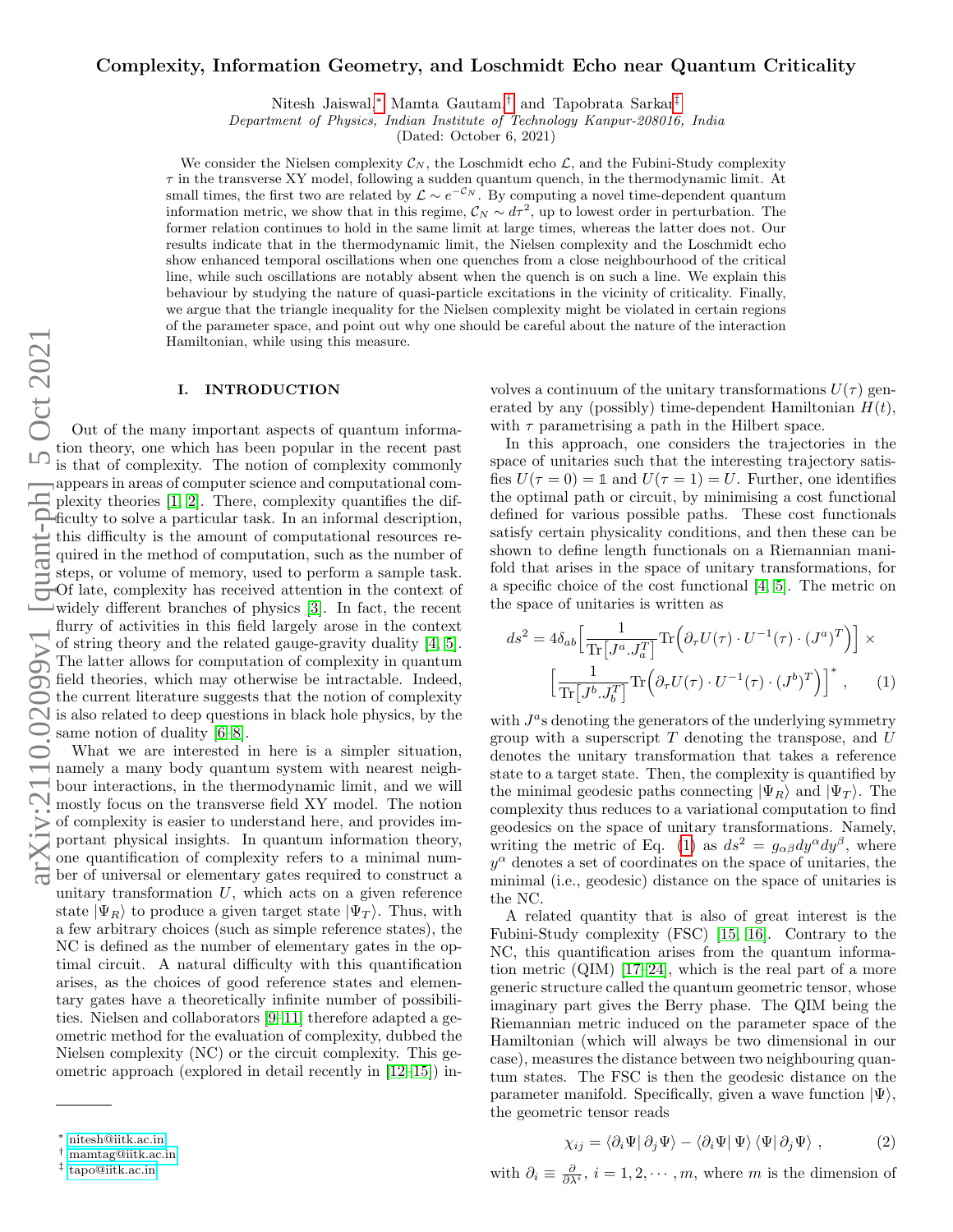# Complexity, Information Geometry, and Loschmidt Echo near Quantum Criticality

Nitesh Jaiswal,* Mamta Gautam,† and Tapobrata Sarkar‡

*Department of Physics, Indian Institute of Technology Kanpur-208016, India*

(Dated: October 6, 2021)

We consider the Nielsen complexity $\mathcal{C}_N$, the Loschmidt echo $\mathcal{L}$, and the Fubini-Study complexity $\tau$ in the transverse XY model, following a sudden quantum quench, in the thermodynamic limit. At small times, the first two are related by $\mathcal{L} \sim e^{-\mathcal{C}_N}$. By computing a novel time-dependent quantum information metric, we show that in this regime, $\mathcal{C}_N \sim d\tau^2$, up to lowest order in perturbation. The former relation continues to hold in the same limit at large times, whereas the latter does not. Our results indicate that in the thermodynamic limit, the Nielsen complexity and the Loschmidt echo show enhanced temporal oscillations when one quenches from a close neighbourhood of the critical line, while such oscillations are notably absent when the quench is on such a line. We explain this behaviour by studying the nature of quasi-particle excitations in the vicinity of criticality. Finally, we argue that the triangle inequality for the Nielsen complexity might be violated in certain regions of the parameter space, and point out why one should be careful about the nature of the interaction Hamiltonian, while using this measure.

## I. INTRODUCTION

Out of the many important aspects of quantum information theory, one which has been popular in the recent past is that of complexity. The notion of complexity commonly appears in areas of computer science and computational complexity theories [1, 2]. There, complexity quantifies the difficulty to solve a particular task. In an informal description, this difficulty is the amount of computational resources required in the method of computation, such as the number of steps, or volume of memory, used to perform a sample task. Of late, complexity has received attention in the context of widely different branches of physics [3]. In fact, the recent flurry of activities in this field largely arose in the context of string theory and the related gauge-gravity duality [4, 5]. The latter allows for computation of complexity in quantum field theories, which may otherwise be intractable. Indeed, the current literature suggests that the notion of complexity is also related to deep questions in black hole physics, by the same notion of duality [6–8].

What we are interested in here is a simpler situation, namely a many body quantum system with nearest neighbour interactions, in the thermodynamic limit, and we will mostly focus on the transverse field XY model. The notion of complexity is easier to understand here, and provides important physical insights. In quantum information theory, one quantification of complexity refers to a minimal number of universal or elementary gates required to construct a unitary transformation $U$, which acts on a given reference state $|\Psi_R\rangle$ to produce a given target state $|\Psi_T\rangle$. Thus, with a few arbitrary choices (such as simple reference states), the NC is defined as the number of elementary gates in the optimal circuit. A natural difficulty with this quantification arises, as the choices of good reference states and elementary gates have a theoretically infinite number of possibilities. Nielsen and collaborators [9–11] therefore adapted a geometric method for the evaluation of complexity, dubbed the Nielsen complexity (NC) or the circuit complexity. This geometric approach (explored in detail recently in [12–15]) involves a continuum of the unitary transformations $U(\tau)$ generated by any (possibly) time-dependent Hamiltonian $H(t)$, with $\tau$ parametrising a path in the Hilbert space.

In this approach, one considers the trajectories in the space of unitaries such that the interesting trajectory satisfies $U(\tau = 0) = \mathbb{1}$ and $U(\tau = 1) = U$. Further, one identifies the optimal path or circuit, by minimising a cost functional defined for various possible paths. These cost functionals satisfy certain physicality conditions, and then these can be shown to define length functionals on a Riemannian manifold that arises in the space of unitary transformations, for a specific choice of the cost functional [4, 5]. The metric on the space of unitaries is written as

$$ds^2 = 4\delta_{ab}\Big[\frac{1}{\mathrm{Tr}\big[J^a.J_a^T\big]}\mathrm{Tr}\Big(\partial_\tau U(\tau)\cdot U^{-1}(\tau)\cdot (J^a)^T\Big)\Big] \times \Big[\frac{1}{\mathrm{Tr}\big[J^b.J_b^T\big]}\mathrm{Tr}\Big(\partial_\tau U(\tau)\cdot U^{-1}(\tau)\cdot (J^b)^T\Big)\Big]^* , \qquad (1)$$

with $J^a$s denoting the generators of the underlying symmetry group with a superscript $T$ denoting the transpose, and $U$ denotes the unitary transformation that takes a reference state to a target state. Then, the complexity is quantified by the minimal geodesic paths connecting $|\Psi_R\rangle$ and $|\Psi_T\rangle$. The complexity thus reduces to a variational computation to find geodesics on the space of unitary transformations. Namely, writing the metric of Eq. (1) as $ds^2 = g_{\alpha\beta}dy^\alpha dy^\beta$, where $y^\alpha$ denotes a set of coordinates on the space of unitaries, the minimal (i.e., geodesic) distance on the space of unitaries is the NC.

A related quantity that is also of great interest is the Fubini-Study complexity (FSC) [15, 16]. Contrary to the NC, this quantification arises from the quantum information metric (QIM) [17–24], which is the real part of a more generic structure called the quantum geometric tensor, whose imaginary part gives the Berry phase. The QIM being the Riemannian metric induced on the parameter space of the Hamiltonian (which will always be two dimensional in our case), measures the distance between two neighbouring quantum states. The FSC is then the geodesic distance on the parameter manifold. Specifically, given a wave function $|\Psi\rangle$, the geometric tensor reads

$$\chi_{ij} = \langle\partial_i\Psi|\,\partial_j\Psi\rangle - \langle\partial_i\Psi|\,\Psi\rangle\,\langle\Psi|\,\partial_j\Psi\rangle\ , \qquad (2)$$

with $\partial_i \equiv \frac{\partial}{\partial\lambda^i}$, $i = 1, 2, \cdots, m$, where $m$ is the dimension of

---

* nitesh@iitk.ac.in
† mamtag@iitk.ac.in
‡ tapo@iitk.ac.in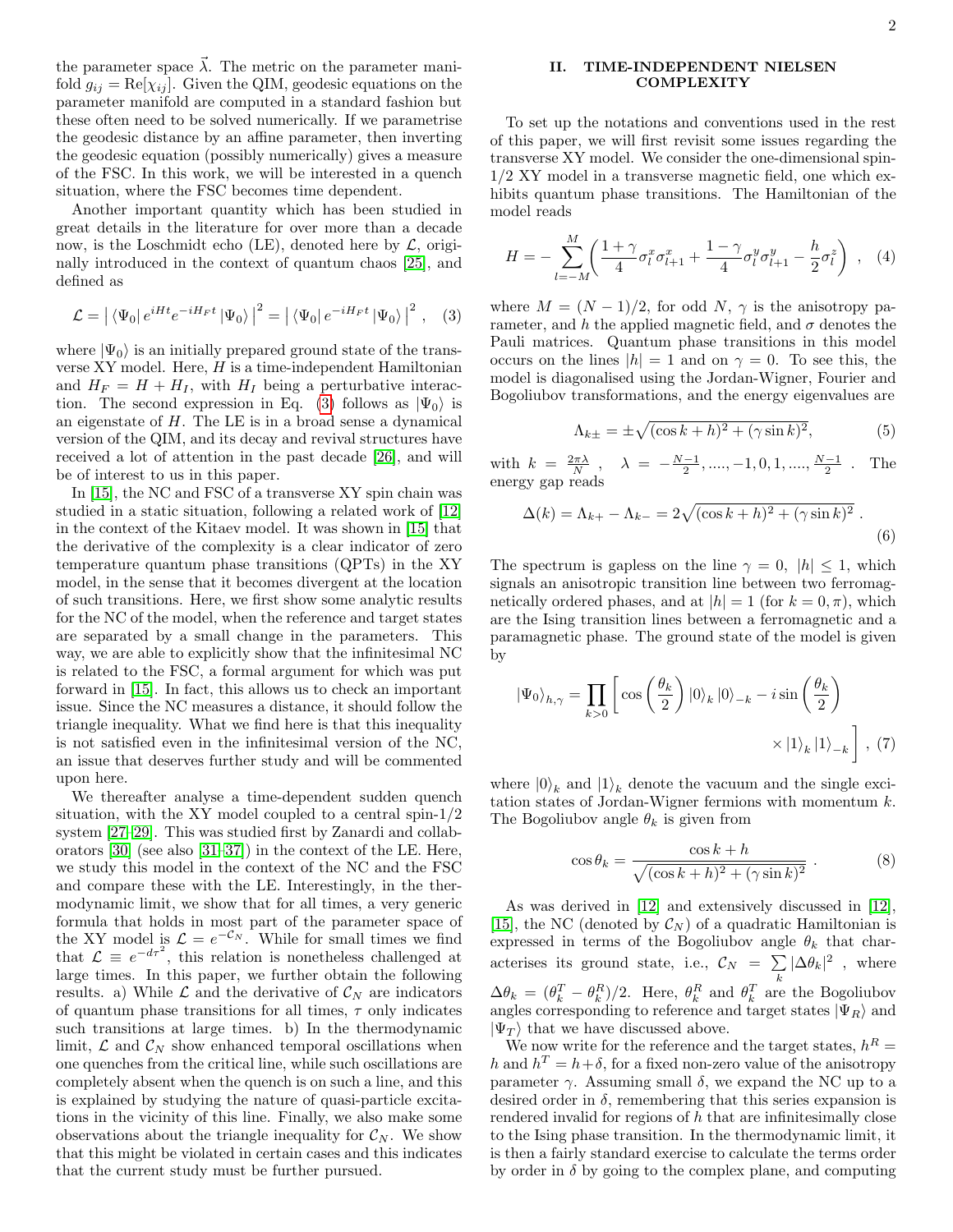the parameter space $\vec{\lambda}$. The metric on the parameter manifold $g_{ij} = \text{Re}[\chi_{ij}]$. Given the QIM, geodesic equations on the parameter manifold are computed in a standard fashion but these often need to be solved numerically. If we parametrise the geodesic distance by an affine parameter, then inverting the geodesic equation (possibly numerically) gives a measure of the FSC. In this work, we will be interested in a quench situation, where the FSC becomes time dependent.

Another important quantity which has been studied in great details in the literature for over more than a decade now, is the Loschmidt echo (LE), denoted here by $\mathcal{L}$, originally introduced in the context of quantum chaos [25], and defined as

$$\mathcal{L} = \left| \langle\Psi_0| e^{iHt} e^{-iH_F t} |\Psi_0\rangle \right|^2 = \left| \langle\Psi_0| e^{-iH_F t} |\Psi_0\rangle \right|^2 , \quad (3)$$

where $|\Psi_0\rangle$ is an initially prepared ground state of the transverse XY model. Here, $H$ is a time-independent Hamiltonian and $H_F = H + H_I$, with $H_I$ being a perturbative interaction. The second expression in Eq. (3) follows as $|\Psi_0\rangle$ is an eigenstate of $H$. The LE is in a broad sense a dynamical version of the QIM, and its decay and revival structures have received a lot of attention in the past decade [26], and will be of interest to us in this paper.

In [15], the NC and FSC of a transverse XY spin chain was studied in a static situation, following a related work of [12] in the context of the Kitaev model. It was shown in [15] that the derivative of the complexity is a clear indicator of zero temperature quantum phase transitions (QPTs) in the XY model, in the sense that it becomes divergent at the location of such transitions. Here, we first show some analytic results for the NC of the model, when the reference and target states are separated by a small change in the parameters. This way, we are able to explicitly show that the infinitesimal NC is related to the FSC, a formal argument for which was put forward in [15]. In fact, this allows us to check an important issue. Since the NC measures a distance, it should follow the triangle inequality. What we find here is that this inequality is not satisfied even in the infinitesimal version of the NC, an issue that deserves further study and will be commented upon here.

We thereafter analyse a time-dependent sudden quench situation, with the XY model coupled to a central spin-1/2 system [27–29]. This was studied first by Zanardi and collaborators [30] (see also [31–37]) in the context of the LE. Here, we study this model in the context of the NC and the FSC and compare these with the LE. Interestingly, in the thermodynamic limit, we show that for all times, a very generic formula that holds in most part of the parameter space of the XY model is $\mathcal{L} = e^{-\mathcal{C}_N}$. While for small times we find that $\mathcal{L} \equiv e^{-d\tau^2}$, this relation is nonetheless challenged at large times. In this paper, we further obtain the following results. a) While $\mathcal{L}$ and the derivative of $\mathcal{C}_N$ are indicators of quantum phase transitions for all times, $\tau$ only indicates such transitions at large times. b) In the thermodynamic limit, $\mathcal{L}$ and $\mathcal{C}_N$ show enhanced temporal oscillations when one quenches from the critical line, while such oscillations are completely absent when the quench is on such a line, and this is explained by studying the nature of quasi-particle excitations in the vicinity of this line. Finally, we also make some observations about the triangle inequality for $\mathcal{C}_N$. We show that this might be violated in certain cases and this indicates that the current study must be further pursued.

## II. TIME-INDEPENDENT NIELSEN COMPLEXITY

To set up the notations and conventions used in the rest of this paper, we will first revisit some issues regarding the transverse XY model. We consider the one-dimensional spin-1/2 XY model in a transverse magnetic field, one which exhibits quantum phase transitions. The Hamiltonian of the model reads

$$H = -\sum_{l=-M}^{M}\left(\frac{1+\gamma}{4}\sigma_l^x\sigma_{l+1}^x + \frac{1-\gamma}{4}\sigma_l^y\sigma_{l+1}^y - \frac{h}{2}\sigma_l^z\right) , \quad (4)$$

where $M = (N-1)/2$, for odd $N$, $\gamma$ is the anisotropy parameter, and $h$ the applied magnetic field, and $\sigma$ denotes the Pauli matrices. Quantum phase transitions in this model occurs on the lines $|h| = 1$ and on $\gamma = 0$. To see this, the model is diagonalised using the Jordan-Wigner, Fourier and Bogoliubov transformations, and the energy eigenvalues are

$$\Lambda_{k\pm} = \pm\sqrt{(\cos k + h)^2 + (\gamma \sin k)^2}, \quad (5)$$

with $k = \frac{2\pi\lambda}{N}$ , $\lambda = -\frac{N-1}{2}, ...., -1, 0, 1, ...., \frac{N-1}{2}$ . The energy gap reads

$$\Delta(k) = \Lambda_{k+} - \Lambda_{k-} = 2\sqrt{(\cos k + h)^2 + (\gamma \sin k)^2} . \quad (6)$$

The spectrum is gapless on the line $\gamma = 0$, $|h| \leq 1$, which signals an anisotropic transition line between two ferromagnetically ordered phases, and at $|h| = 1$ (for $k = 0, \pi$), which are the Ising transition lines between a ferromagnetic and a paramagnetic phase. The ground state of the model is given by

$$|\Psi_0\rangle_{h,\gamma} = \prod_{k>0}\left[\cos\left(\frac{\theta_k}{2}\right)|0\rangle_k|0\rangle_{-k} - i\sin\left(\frac{\theta_k}{2}\right) \times |1\rangle_k|1\rangle_{-k}\right] , \quad (7)$$

where $|0\rangle_k$ and $|1\rangle_k$ denote the vacuum and the single excitation states of Jordan-Wigner fermions with momentum $k$. The Bogoliubov angle $\theta_k$ is given from

$$\cos\theta_k = \frac{\cos k + h}{\sqrt{(\cos k + h)^2 + (\gamma \sin k)^2}} . \quad (8)$$

As was derived in [12] and extensively discussed in [12], [15], the NC (denoted by $\mathcal{C}_N$) of a quadratic Hamiltonian is expressed in terms of the Bogoliubov angle $\theta_k$ that characterises its ground state, i.e., $\mathcal{C}_N = \sum_k |\Delta\theta_k|^2$ , where $\Delta\theta_k = (\theta_k^T - \theta_k^R)/2$. Here, $\theta_k^R$ and $\theta_k^T$ are the Bogoliubov angles corresponding to reference and target states $|\Psi_R\rangle$ and $|\Psi_T\rangle$ that we have discussed above.

We now write for the reference and the target states, $h^R = h$ and $h^T = h+\delta$, for a fixed non-zero value of the anisotropy parameter $\gamma$. Assuming small $\delta$, we expand the NC up to a desired order in $\delta$, remembering that this series expansion is rendered invalid for regions of $h$ that are infinitesimally close to the Ising phase transition. In the thermodynamic limit, it is then a fairly standard exercise to calculate the terms order by order in $\delta$ by going to the complex plane, and computing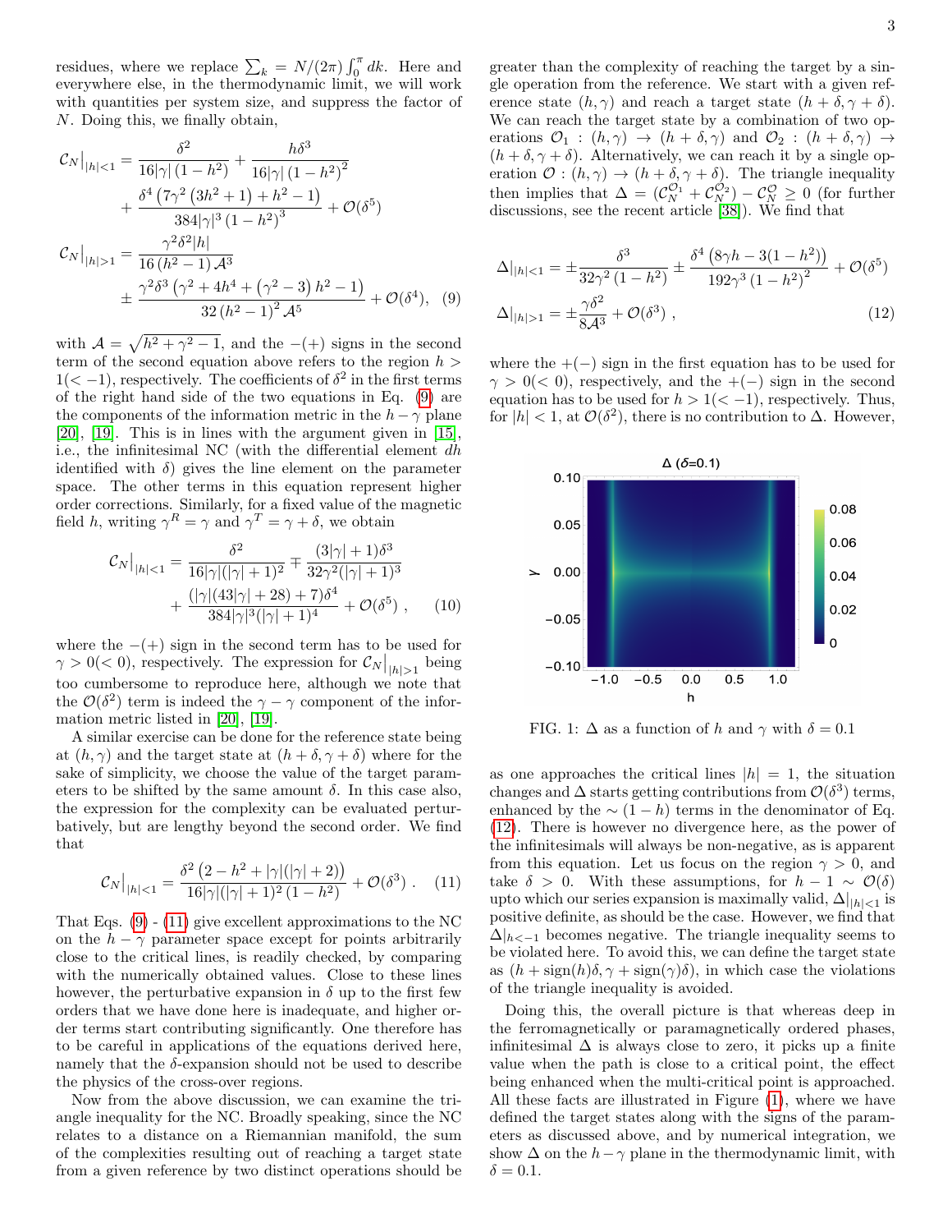residues, where we replace $\sum_k = N/(2\pi)\int_0^\pi dk$. Here and everywhere else, in the thermodynamic limit, we will work with quantities per system size, and suppress the factor of $N$. Doing this, we finally obtain,

$$\mathcal{C}_N\big|_{|h|<1} = \frac{\delta^2}{16|\gamma|\left(1-h^2\right)} + \frac{h\delta^3}{16|\gamma|\left(1-h^2\right)^2} + \frac{\delta^4\left(7\gamma^2\left(3h^2+1\right)+h^2-1\right)}{384|\gamma|^3\left(1-h^2\right)^3} + \mathcal{O}(\delta^5)$$

$$\mathcal{C}_N\big|_{|h|>1} = \frac{\gamma^2\delta^2|h|}{16\left(h^2-1\right)\mathcal{A}^3} \pm \frac{\gamma^2\delta^3\left(\gamma^2+4h^4+\left(\gamma^2-3\right)h^2-1\right)}{32\left(h^2-1\right)^2\mathcal{A}^5} + \mathcal{O}(\delta^4), \quad (9)$$

with $\mathcal{A} = \sqrt{h^2+\gamma^2-1}$, and the $-(+)$ signs in the second term of the second equation above refers to the region $h > 1(< -1)$, respectively. The coefficients of $\delta^2$ in the first terms of the right hand side of the two equations in Eq. (9) are the components of the information metric in the $h-\gamma$ plane [20], [19]. This is in lines with the argument given in [15], i.e., the infinitesimal NC (with the differential element $dh$ identified with $\delta$) gives the line element on the parameter space. The other terms in this equation represent higher order corrections. Similarly, for a fixed value of the magnetic field $h$, writing $\gamma^R = \gamma$ and $\gamma^T = \gamma + \delta$, we obtain

$$\mathcal{C}_N\big|_{|h|<1} = \frac{\delta^2}{16|\gamma|(|\gamma|+1)^2} \mp \frac{(3|\gamma|+1)\delta^3}{32\gamma^2(|\gamma|+1)^3} + \frac{(|\gamma|(43|\gamma|+28)+7)\delta^4}{384|\gamma|^3(|\gamma|+1)^4} + \mathcal{O}(\delta^5)\ , \quad (10)$$

where the $-(+)$ sign in the second term has to be used for $\gamma > 0(< 0)$, respectively. The expression for $\mathcal{C}_N\big|_{|h|>1}$ being too cumbersome to reproduce here, although we note that the $\mathcal{O}(\delta^2)$ term is indeed the $\gamma-\gamma$ component of the information metric listed in [20], [19].

A similar exercise can be done for the reference state being at $(h,\gamma)$ and the target state at $(h+\delta, \gamma+\delta)$ where for the sake of simplicity, we choose the value of the target parameters to be shifted by the same amount $\delta$. In this case also, the expression for the complexity can be evaluated perturbatively, but are lengthy beyond the second order. We find that

$$\mathcal{C}_N\big|_{|h|<1} = \frac{\delta^2\left(2-h^2+|\gamma|(|\gamma|+2)\right)}{16|\gamma|(|\gamma|+1)^2\left(1-h^2\right)} + \mathcal{O}(\delta^3)\ . \quad (11)$$

That Eqs. (9) - (11) give excellent approximations to the NC on the $h-\gamma$ parameter space except for points arbitrarily close to the critical lines, is readily checked, by comparing with the numerically obtained values. Close to these lines however, the perturbative expansion in $\delta$ up to the first few orders that we have done here is inadequate, and higher order terms start contributing significantly. One therefore has to be careful in applications of the equations derived here, namely that the $\delta$-expansion should not be used to describe the physics of the cross-over regions.

Now from the above discussion, we can examine the triangle inequality for the NC. Broadly speaking, since the NC relates to a distance on a Riemannian manifold, the sum of the complexities resulting out of reaching a target state from a given reference by two distinct operations should be greater than the complexity of reaching the target by a single operation from the reference. We start with a given reference state $(h,\gamma)$ and reach a target state $(h+\delta, \gamma+\delta)$. We can reach the target state by a combination of two operations $\mathcal{O}_1 : (h,\gamma) \to (h+\delta,\gamma)$ and $\mathcal{O}_2 : (h+\delta,\gamma) \to (h+\delta,\gamma+\delta)$. Alternatively, we can reach it by a single operation $\mathcal{O} : (h,\gamma) \to (h+\delta,\gamma+\delta)$. The triangle inequality then implies that $\Delta = (\mathcal{C}_N^{\mathcal{O}_1} + \mathcal{C}_N^{\mathcal{O}_2}) - \mathcal{C}_N^{\mathcal{O}} \geq 0$ (for further discussions, see the recent article [38]). We find that

$$\Delta\big|_{|h|<1} = \pm\frac{\delta^3}{32\gamma^2\left(1-h^2\right)} \pm \frac{\delta^4\left(8\gamma h - 3(1-h^2)\right)}{192\gamma^3\left(1-h^2\right)^2} + \mathcal{O}(\delta^5)$$

$$\Delta\big|_{|h|>1} = \pm\frac{\gamma\delta^2}{8\mathcal{A}^3} + \mathcal{O}(\delta^3)\ , \quad (12)$$

where the $+(-)$ sign in the first equation has to be used for $\gamma > 0(< 0)$, respectively, and the $+(-)$ sign in the second equation has to be used for $h > 1(< -1)$, respectively. Thus, for $|h| < 1$, at $\mathcal{O}(\delta^2)$, there is no contribution to $\Delta$. However,

FIG. 1: $\Delta$ as a function of $h$ and $\gamma$ with $\delta = 0.1$

as one approaches the critical lines $|h| = 1$, the situation changes and $\Delta$ starts getting contributions from $\mathcal{O}(\delta^3)$ terms, enhanced by the $\sim (1-h)$ terms in the denominator of Eq. (12). There is however no divergence here, as the power of the infinitesimals will always be non-negative, as is apparent from this equation. Let us focus on the region $\gamma > 0$, and take $\delta > 0$. With these assumptions, for $h - 1 \sim \mathcal{O}(\delta)$ upto which our series expansion is maximally valid, $\Delta|_{|h|<1}$ is positive definite, as should be the case. However, we find that $\Delta|_{h<-1}$ becomes negative. The triangle inequality seems to be violated here. To avoid this, we can define the target state as $(h + \text{sign}(h)\delta, \gamma + \text{sign}(\gamma)\delta)$, in which case the violations of the triangle inequality is avoided.

Doing this, the overall picture is that whereas deep in the ferromagnetically or paramagnetically ordered phases, infinitesimal $\Delta$ is always close to zero, it picks up a finite value when the path is close to a critical point, the effect being enhanced when the multi-critical point is approached. All these facts are illustrated in Figure (1), where we have defined the target states along with the signs of the parameters as discussed above, and by numerical integration, we show $\Delta$ on the $h-\gamma$ plane in the thermodynamic limit, with $\delta = 0.1$.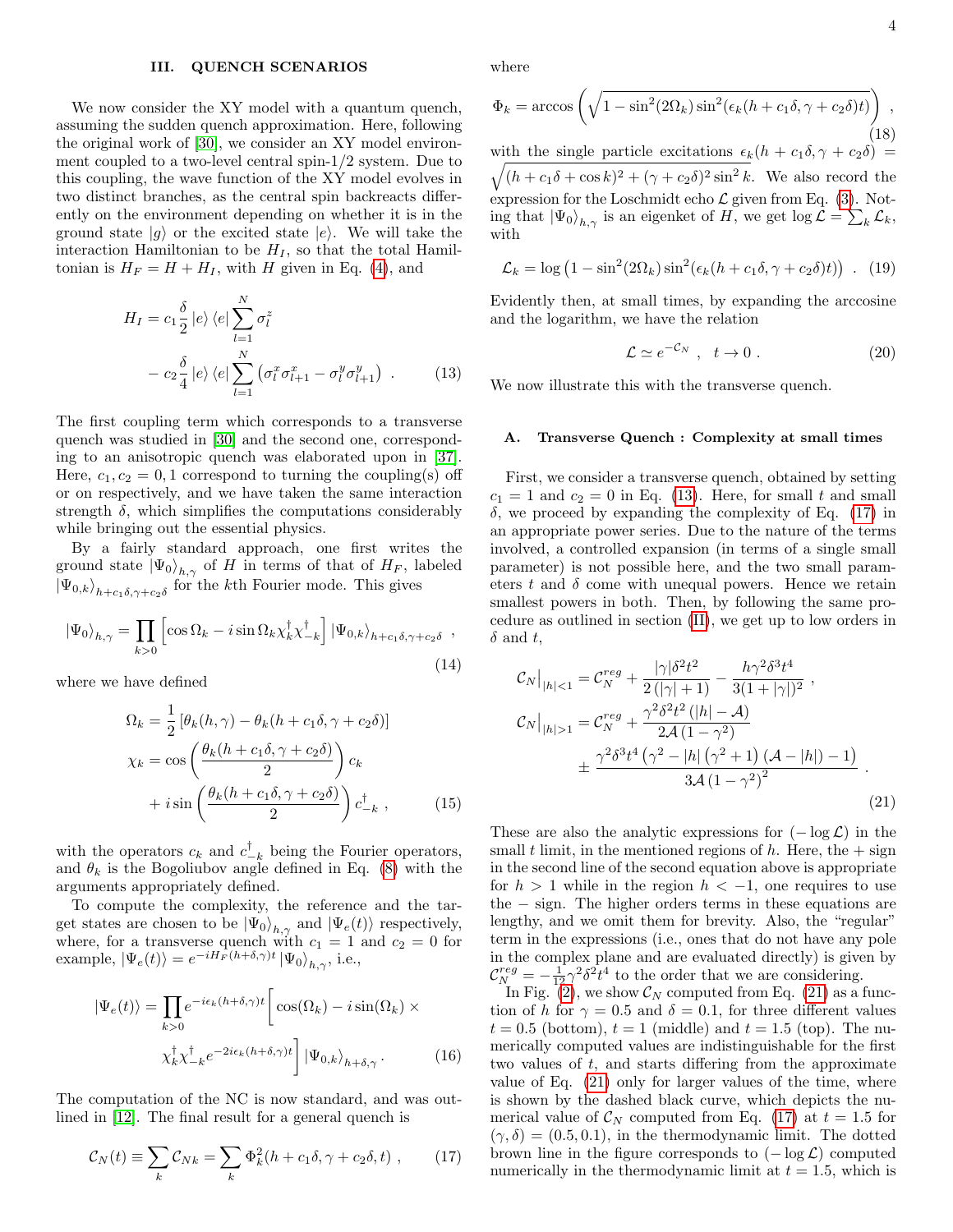## III. QUENCH SCENARIOS

We now consider the XY model with a quantum quench, assuming the sudden quench approximation. Here, following the original work of [30], we consider an XY model environment coupled to a two-level central spin-1/2 system. Due to this coupling, the wave function of the XY model evolves in two distinct branches, as the central spin backreacts differently on the environment depending on whether it is in the ground state $|g\rangle$ or the excited state $|e\rangle$. We will take the interaction Hamiltonian to be $H_I$, so that the total Hamiltonian is $H_F = H + H_I$, with $H$ given in Eq. (4), and

$$H_I = c_1 \frac{\delta}{2} |e\rangle\langle e| \sum_{l=1}^{N} \sigma_l^z - c_2 \frac{\delta}{4} |e\rangle\langle e| \sum_{l=1}^{N} \left(\sigma_l^x \sigma_{l+1}^x - \sigma_l^y \sigma_{l+1}^y\right) \ . \tag{13}$$

The first coupling term which corresponds to a transverse quench was studied in [30] and the second one, corresponding to an anisotropic quench was elaborated upon in [37]. Here, $c_1, c_2 = 0, 1$ correspond to turning the coupling(s) off or on respectively, and we have taken the same interaction strength $\delta$, which simplifies the computations considerably while bringing out the essential physics.

By a fairly standard approach, one first writes the ground state $|\Psi_0\rangle_{h,\gamma}$ of $H$ in terms of that of $H_F$, labeled $|\Psi_{0,k}\rangle_{h+c_1\delta,\gamma+c_2\delta}$ for the $k$th Fourier mode. This gives

$$|\Psi_0\rangle_{h,\gamma} = \prod_{k>0}\left[\cos\Omega_k - i\sin\Omega_k \chi_k^\dagger \chi_{-k}^\dagger\right]|\Psi_{0,k}\rangle_{h+c_1\delta,\gamma+c_2\delta} \ , \tag{14}$$

where we have defined

$$\Omega_k = \frac{1}{2}\left[\theta_k(h,\gamma) - \theta_k(h+c_1\delta,\gamma+c_2\delta)\right]$$
$$\chi_k = \cos\left(\frac{\theta_k(h+c_1\delta,\gamma+c_2\delta)}{2}\right)c_k + i\sin\left(\frac{\theta_k(h+c_1\delta,\gamma+c_2\delta)}{2}\right)c_{-k}^\dagger \ , \tag{15}$$

with the operators $c_k$ and $c_{-k}^\dagger$ being the Fourier operators, and $\theta_k$ is the Bogoliubov angle defined in Eq. (8) with the arguments appropriately defined.

To compute the complexity, the reference and the target states are chosen to be $|\Psi_0\rangle_{h,\gamma}$ and $|\Psi_e(t)\rangle$ respectively, where, for a transverse quench with $c_1 = 1$ and $c_2 = 0$ for example, $|\Psi_e(t)\rangle = e^{-iH_F(h+\delta,\gamma)t}|\Psi_0\rangle_{h,\gamma}$, i.e.,

$$|\Psi_e(t)\rangle = \prod_{k>0} e^{-i\epsilon_k(h+\delta,\gamma)t}\Big[\cos(\Omega_k) - i\sin(\Omega_k) \times \chi_k^\dagger\chi_{-k}^\dagger e^{-2i\epsilon_k(h+\delta,\gamma)t}\Big]|\Psi_{0,k}\rangle_{h+\delta,\gamma} \ . \tag{16}$$

The computation of the NC is now standard, and was outlined in [12]. The final result for a general quench is

$$\mathcal{C}_N(t) \equiv \sum_k \mathcal{C}_{Nk} = \sum_k \Phi_k^2(h+c_1\delta,\gamma+c_2\delta,t) \ , \tag{17}$$

where

$$\Phi_k = \arccos\left(\sqrt{1-\sin^2(2\Omega_k)\sin^2(\epsilon_k(h+c_1\delta,\gamma+c_2\delta)t)}\right) \ , \tag{18}$$

with the single particle excitations $\epsilon_k(h+c_1\delta,\gamma+c_2\delta) = \sqrt{(h+c_1\delta+\cos k)^2 + (\gamma+c_2\delta)^2\sin^2 k}$. We also record the expression for the Loschmidt echo $\mathcal{L}$ given from Eq. (3). Noting that $|\Psi_0\rangle_{h,\gamma}$ is an eigenket of $H$, we get $\log\mathcal{L} = \sum_k \mathcal{L}_k$, with

$$\mathcal{L}_k = \log\left(1-\sin^2(2\Omega_k)\sin^2(\epsilon_k(h+c_1\delta,\gamma+c_2\delta)t)\right) \ . \tag{19}$$

Evidently then, at small times, by expanding the arccosine and the logarithm, we have the relation

$$\mathcal{L} \simeq e^{-\mathcal{C}_N} \ , \quad t\to 0 \ . \tag{20}$$

We now illustrate this with the transverse quench.

### A. Transverse Quench : Complexity at small times

First, we consider a transverse quench, obtained by setting $c_1 = 1$ and $c_2 = 0$ in Eq. (13). Here, for small $t$ and small $\delta$, we proceed by expanding the complexity of Eq. (17) in an appropriate power series. Due to the nature of the terms involved, a controlled expansion (in terms of a single small parameter) is not possible here, and the two small parameters $t$ and $\delta$ come with unequal powers. Hence we retain smallest powers in both. Then, by following the same procedure as outlined in section (II), we get up to low orders in $\delta$ and $t$,

$$\mathcal{C}_N\big|_{|h|<1} = \mathcal{C}_N^{reg} + \frac{|\gamma|\delta^2 t^2}{2(|\gamma|+1)} - \frac{h\gamma^2\delta^3 t^4}{3(1+|\gamma|)^2} \ ,$$
$$\mathcal{C}_N\big|_{|h|>1} = \mathcal{C}_N^{reg} + \frac{\gamma^2\delta^2t^2\left(|h|-\mathcal{A}\right)}{2\mathcal{A}\left(1-\gamma^2\right)} \pm \frac{\gamma^2\delta^3t^4\left(\gamma^2-|h|\left(\gamma^2+1\right)\left(\mathcal{A}-|h|\right)-1\right)}{3\mathcal{A}\left(1-\gamma^2\right)^2} \ . \tag{21}$$

These are also the analytic expressions for $(-\log\mathcal{L})$ in the small $t$ limit, in the mentioned regions of $h$. Here, the $+$ sign in the second line of the second equation above is appropriate for $h > 1$ while in the region $h < -1$, one requires to use the $-$ sign. The higher orders terms in these equations are lengthy, and we omit them for brevity. Also, the "regular" term in the expressions (i.e., ones that do not have any pole in the complex plane and are evaluated directly) is given by $\mathcal{C}_N^{reg} = -\frac{1}{12}\gamma^2\delta^2t^4$ to the order that we are considering.

In Fig. (2), we show $\mathcal{C}_N$ computed from Eq. (21) as a function of $h$ for $\gamma = 0.5$ and $\delta = 0.1$, for three different values $t = 0.5$ (bottom), $t = 1$ (middle) and $t = 1.5$ (top). The numerically computed values are indistinguishable for the first two values of $t$, and starts differing from the approximate value of Eq. (21) only for larger values of the time, where is shown by the dashed black curve, which depicts the numerical value of $\mathcal{C}_N$ computed from Eq. (17) at $t = 1.5$ for $(\gamma,\delta) = (0.5, 0.1)$, in the thermodynamic limit. The dotted brown line in the figure corresponds to $(-\log\mathcal{L})$ computed numerically in the thermodynamic limit at $t = 1.5$, which is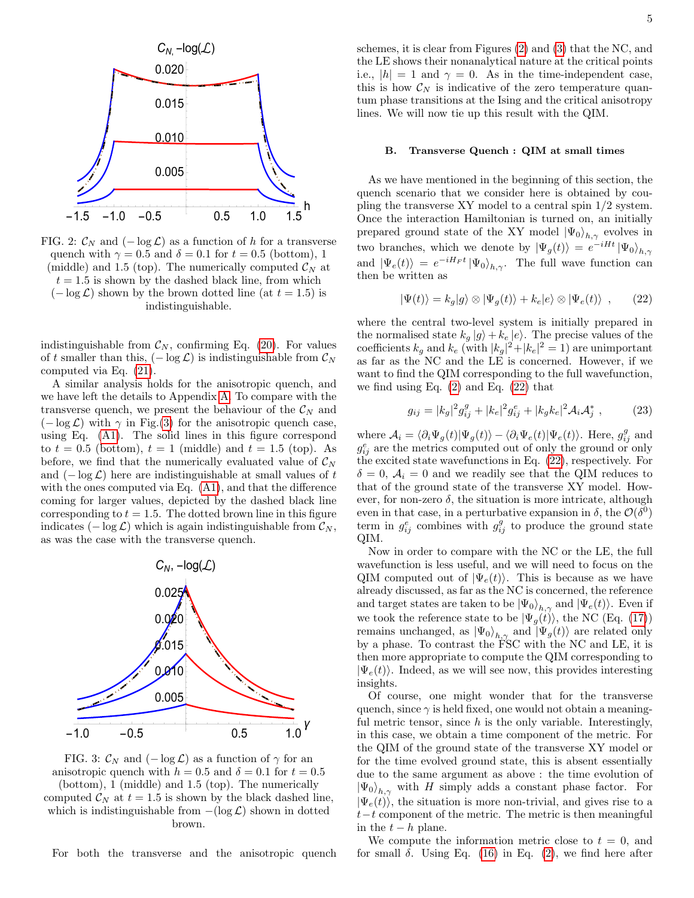FIG. 2: $\mathcal{C}_N$ and $(-\log \mathcal{L})$ as a function of $h$ for a transverse quench with $\gamma = 0.5$ and $\delta = 0.1$ for $t = 0.5$ (bottom), 1 (middle) and 1.5 (top). The numerically computed $\mathcal{C}_N$ at $t = 1.5$ is shown by the dashed black line, from which $(-\log \mathcal{L})$ shown by the brown dotted line (at $t = 1.5$) is indistinguishable.

indistinguishable from $\mathcal{C}_N$, confirming Eq. (20). For values of $t$ smaller than this, $(-\log \mathcal{L})$ is indistinguishable from $\mathcal{C}_N$ computed via Eq. (21).

A similar analysis holds for the anisotropic quench, and we have left the details to Appendix A. To compare with the transverse quench, we present the behaviour of the $\mathcal{C}_N$ and $(-\log \mathcal{L})$ with $\gamma$ in Fig.(3) for the anisotropic quench case, using Eq. (A1). The solid lines in this figure correspond to $t = 0.5$ (bottom), $t = 1$ (middle) and $t = 1.5$ (top). As before, we find that the numerically evaluated value of $\mathcal{C}_N$ and $(-\log \mathcal{L})$ here are indistinguishable at small values of $t$ with the ones computed via Eq. (A1), and that the difference coming for larger values, depicted by the dashed black line corresponding to $t = 1.5$. The dotted brown line in this figure indicates $(-\log \mathcal{L})$ which is again indistinguishable from $\mathcal{C}_N$, as was the case with the transverse quench.

FIG. 3: $\mathcal{C}_N$ and $(-\log \mathcal{L})$ as a function of $\gamma$ for an anisotropic quench with $h = 0.5$ and $\delta = 0.1$ for $t = 0.5$ (bottom), 1 (middle) and 1.5 (top). The numerically computed $\mathcal{C}_N$ at $t = 1.5$ is shown by the black dashed line, which is indistinguishable from $-(\log \mathcal{L})$ shown in dotted brown.

For both the transverse and the anisotropic quench schemes, it is clear from Figures (2) and (3) that the NC, and the LE shows their nonanalytical nature at the critical points i.e., $|h| = 1$ and $\gamma = 0$. As in the time-independent case, this is how $\mathcal{C}_N$ is indicative of the zero temperature quantum phase transitions at the Ising and the critical anisotropy lines. We will now tie up this result with the QIM.

### B. Transverse Quench : QIM at small times

As we have mentioned in the beginning of this section, the quench scenario that we consider here is obtained by coupling the transverse XY model to a central spin 1/2 system. Once the interaction Hamiltonian is turned on, an initially prepared ground state of the XY model $|\Psi_0\rangle_{h,\gamma}$ evolves in two branches, which we denote by $|\Psi_g(t)\rangle = e^{-iHt}|\Psi_0\rangle_{h,\gamma}$ and $|\Psi_e(t)\rangle = e^{-iH_F t}|\Psi_0\rangle_{h,\gamma}$. The full wave function can then be written as

$$|\Psi(t)\rangle = k_g|g\rangle \otimes |\Psi_g(t)\rangle + k_e|e\rangle \otimes |\Psi_e(t)\rangle \ , \qquad (22)$$

where the central two-level system is initially prepared in the normalised state $k_g|g\rangle + k_e|e\rangle$. The precise values of the coefficients $k_g$ and $k_e$ (with $|k_g|^2 + |k_e|^2 = 1$) are unimportant as far as the NC and the LE is concerned. However, if we want to find the QIM corresponding to the full wavefunction, we find using Eq. (2) and Eq. (22) that

$$g_{ij} = |k_g|^2 g^g_{ij} + |k_e|^2 g^e_{ij} + |k_g k_e|^2 \mathcal{A}_i \mathcal{A}^*_j \ , \qquad (23)$$

where $\mathcal{A}_i = \langle \partial_i \Psi_g(t)|\Psi_g(t)\rangle - \langle \partial_i \Psi_e(t)|\Psi_e(t)\rangle$. Here, $g^g_{ij}$ and $g^e_{ij}$ are the metrics computed out of only the ground or only the excited state wavefunctions in Eq. (22), respectively. For $\delta = 0$, $\mathcal{A}_i = 0$ and we readily see that the QIM reduces to that of the ground state of the transverse XY model. However, for non-zero $\delta$, the situation is more intricate, although even in that case, in a perturbative expansion in $\delta$, the $\mathcal{O}(\delta^0)$ term in $g^e_{ij}$ combines with $g^g_{ij}$ to produce the ground state QIM.

Now in order to compare with the NC or the LE, the full wavefunction is less useful, and we will need to focus on the QIM computed out of $|\Psi_e(t)\rangle$. This is because as we have already discussed, as far as the NC is concerned, the reference and target states are taken to be $|\Psi_0\rangle_{h,\gamma}$ and $|\Psi_e(t)\rangle$. Even if we took the reference state to be $|\Psi_g(t)\rangle$, the NC (Eq. (17)) remains unchanged, as $|\Psi_0\rangle_{h,\gamma}$ and $|\Psi_g(t)\rangle$ are related only by a phase. To contrast the FSC with the NC and LE, it is then more appropriate to compute the QIM corresponding to $|\Psi_e(t)\rangle$. Indeed, as we will see now, this provides interesting insights.

Of course, one might wonder that for the transverse quench, since $\gamma$ is held fixed, one would not obtain a meaningful metric tensor, since $h$ is the only variable. Interestingly, in this case, we obtain a time component of the metric. For the QIM of the ground state of the transverse XY model or for the time evolved ground state, this is absent essentially due to the same argument as above : the time evolution of $|\Psi_0\rangle_{h,\gamma}$ with $H$ simply adds a constant phase factor. For $|\Psi_e(t)\rangle$, the situation is more non-trivial, and gives rise to a $t-t$ component of the metric. The metric is then meaningful in the $t-h$ plane.

We compute the information metric close to $t = 0$, and for small $\delta$. Using Eq. (16) in Eq. (2), we find here after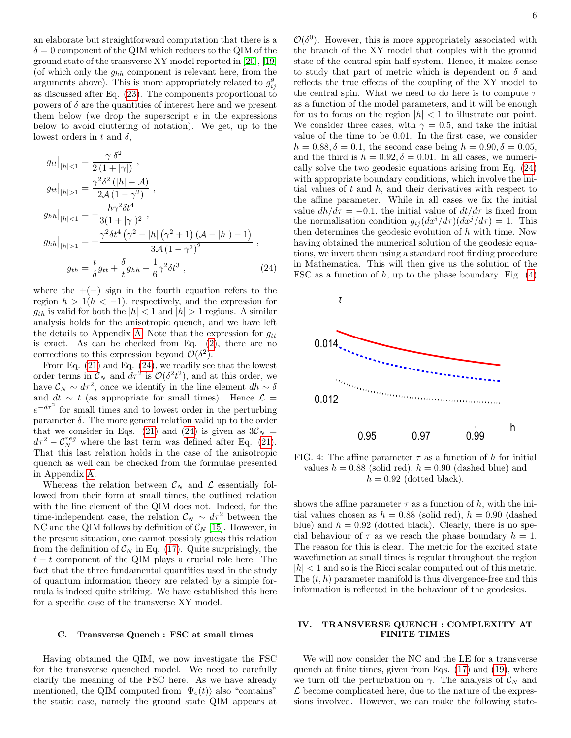an elaborate but straightforward computation that there is a $\delta = 0$ component of the QIM which reduces to the QIM of the ground state of the transverse XY model reported in [20], [19] (of which only the $g_{hh}$ component is relevant here, from the arguments above). This is more appropriately related to $g^g_{ij}$ as discussed after Eq. (23). The components proportional to powers of $\delta$ are the quantities of interest here and we present them below (we drop the superscript $e$ in the expressions below to avoid cluttering of notation). We get, up to the lowest orders in $t$ and $\delta$,

$$
\begin{aligned}
g_{tt}\big|_{|h|<1} &= \frac{|\gamma|\delta^2}{2\left(1+|\gamma|\right)} ~, \\
g_{tt}\big|_{|h|>1} &= \frac{\gamma^2\delta^2\left(|h|-\mathcal{A}\right)}{2\mathcal{A}\left(1-\gamma^2\right)} ~, \\
g_{hh}\big|_{|h|<1} &= -\frac{h\gamma^2\delta t^4}{3(1+|\gamma|)^2} ~, \\
g_{hh}\big|_{|h|>1} &= \pm\frac{\gamma^2\delta t^4\left(\gamma^2-|h|\left(\gamma^2+1\right)\left(\mathcal{A}-|h|\right)-1\right)}{3\mathcal{A}\left(1-\gamma^2\right)^2} ~, \\
g_{th} &= \frac{t}{\delta}g_{tt}+\frac{\delta}{t}g_{hh}-\frac{1}{6}\gamma^2\delta t^3 ~,
\end{aligned}
\tag{24}
$$

where the $+(-)$ sign in the fourth equation refers to the region $h > 1 (h < -1)$, respectively, and the expression for $g_{th}$ is valid for both the $|h| < 1$ and $|h| > 1$ regions. A similar analysis holds for the anisotropic quench, and we have left the details to Appendix A. Note that the expression for $g_{tt}$ is exact. As can be checked from Eq. (2), there are no corrections to this expression beyond $\mathcal{O}(\delta^2)$.

From Eq. (21) and Eq. (24), we readily see that the lowest order terms in $\mathcal{C}_N$ and $d\tau^2$ is $\mathcal{O}(\delta^2 t^2)$, and at this order, we have $\mathcal{C}_N \sim d\tau^2$, once we identify in the line element $dh \sim \delta$ and $dt \sim t$ (as appropriate for small times). Hence $\mathcal{L} = e^{-d\tau^2}$ for small times and to lowest order in the perturbing parameter $\delta$. The more general relation valid up to the order that we consider in Eqs. (21) and (24) is given as $3\mathcal{C}_N = d\tau^2 - \mathcal{C}_N^{reg}$ where the last term was defined after Eq. (21). That this last relation holds in the case of the anisotropic quench as well can be checked from the formulae presented in Appendix A.

Whereas the relation between $\mathcal{C}_N$ and $\mathcal{L}$ essentially followed from their form at small times, the outlined relation with the line element of the QIM does not. Indeed, for the time-independent case, the relation $\mathcal{C}_N \sim d\tau^2$ between the NC and the QIM follows by definition of $\mathcal{C}_N$ [15]. However, in the present situation, one cannot possibly guess this relation from the definition of $\mathcal{C}_N$ in Eq. (17). Quite surprisingly, the $t-t$ component of the QIM plays a crucial role here. The fact that the three fundamental quantities used in the study of quantum information theory are related by a simple formula is indeed quite striking. We have established this here for a specific case of the transverse XY model.

### C. Transverse Quench : FSC at small times

Having obtained the QIM, we now investigate the FSC for the transverse quenched model. We need to carefully clarify the meaning of the FSC here. As we have already mentioned, the QIM computed from $|\Psi_e(t)\rangle$ also "contains" the static case, namely the ground state QIM appears at $\mathcal{O}(\delta^0)$. However, this is more appropriately associated with the branch of the XY model that couples with the ground state of the central spin half system. Hence, it makes sense to study that part of metric which is dependent on $\delta$ and reflects the true effects of the coupling of the XY model to the central spin. What we need to do here is to compute $\tau$ as a function of the model parameters, and it will be enough for us to focus on the region $|h| < 1$ to illustrate our point. We consider three cases, with $\gamma = 0.5$, and take the initial value of the time to be 0.01. In the first case, we consider $h = 0.88, \delta = 0.1$, the second case being $h = 0.90, \delta = 0.05$, and the third is $h = 0.92, \delta = 0.01$. In all cases, we numerically solve the two geodesic equations arising from Eq. (24) with appropriate boundary conditions, which involve the initial values of $t$ and $h$, and their derivatives with respect to the affine parameter. While in all cases we fix the initial value $dh/d\tau = -0.1$, the initial value of $dt/d\tau$ is fixed from the normalisation condition $g_{ij}(dx^i/d\tau)(dx^j/d\tau) = 1$. This then determines the geodesic evolution of $h$ with time. Now having obtained the numerical solution of the geodesic equations, we invert them using a standard root finding procedure in Mathematica. This will then give us the solution of the FSC as a function of $h$, up to the phase boundary. Fig. (4)

FIG. 4: The affine parameter $\tau$ as a function of $h$ for initial values $h = 0.88$ (solid red), $h = 0.90$ (dashed blue) and $h = 0.92$ (dotted black).

shows the affine parameter $\tau$ as a function of $h$, with the initial values chosen as $h = 0.88$ (solid red), $h = 0.90$ (dashed blue) and $h = 0.92$ (dotted black). Clearly, there is no special behaviour of $\tau$ as we reach the phase boundary $h = 1$. The reason for this is clear. The metric for the excited state wavefunction at small times is regular throughout the region $|h| < 1$ and so is the Ricci scalar computed out of this metric. The $(t, h)$ parameter manifold is thus divergence-free and this information is reflected in the behaviour of the geodesics.

## IV. TRANSVERSE QUENCH : COMPLEXITY AT FINITE TIMES

We will now consider the NC and the LE for a transverse quench at finite times, given from Eqs. (17) and (19), where we turn off the perturbation on $\gamma$. The analysis of $\mathcal{C}_N$ and $\mathcal{L}$ become complicated here, due to the nature of the expressions involved. However, we can make the following state-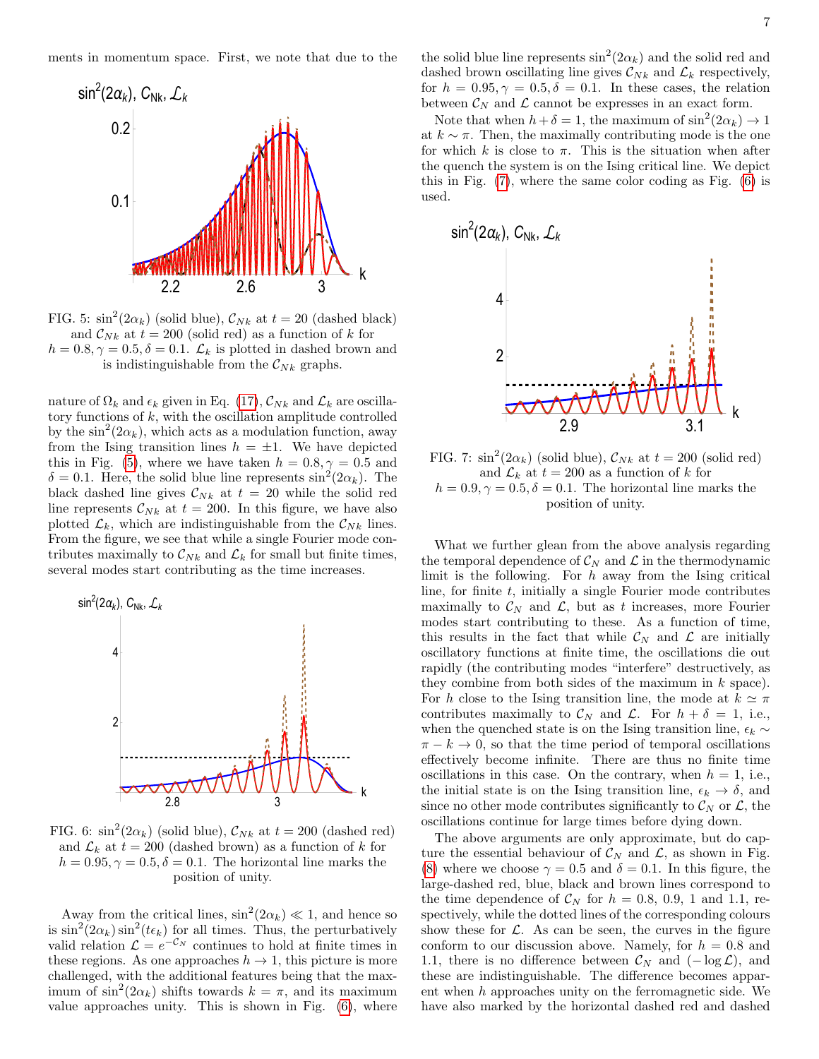ments in momentum space. First, we note that due to the nature of $\Omega_k$ and $\epsilon_k$ given in Eq. (17), $\mathcal{C}_{Nk}$ and $\mathcal{L}_k$ are oscillatory functions of $k$, with the oscillation amplitude controlled by the $\sin^2(2\alpha_k)$, which acts as a modulation function, away from the Ising transition lines $h = \pm 1$. We have depicted this in Fig. (5), where we have taken $h = 0.8, \gamma = 0.5$ and $\delta = 0.1$. Here, the solid blue line represents $\sin^2(2\alpha_k)$. The black dashed line gives $\mathcal{C}_{Nk}$ at $t = 20$ while the solid red line represents $\mathcal{C}_{Nk}$ at $t = 200$. In this figure, we have also plotted $\mathcal{L}_k$, which are indistinguishable from the $\mathcal{C}_{Nk}$ lines. From the figure, we see that while a single Fourier mode contributes maximally to $\mathcal{C}_{Nk}$ and $\mathcal{L}_k$ for small but finite times, several modes start contributing as the time increases.

FIG. 5: $\sin^2(2\alpha_k)$ (solid blue), $\mathcal{C}_{Nk}$ at $t = 20$ (dashed black) and $\mathcal{C}_{Nk}$ at $t = 200$ (solid red) as a function of $k$ for $h = 0.8, \gamma = 0.5, \delta = 0.1$. $\mathcal{L}_k$ is plotted in dashed brown and is indistinguishable from the $\mathcal{C}_{Nk}$ graphs.

FIG. 6: $\sin^2(2\alpha_k)$ (solid blue), $\mathcal{C}_{Nk}$ at $t = 200$ (dashed red) and $\mathcal{L}_k$ at $t = 200$ (dashed brown) as a function of $k$ for $h = 0.95, \gamma = 0.5, \delta = 0.1$. The horizontal line marks the position of unity.

Away from the critical lines, $\sin^2(2\alpha_k) \ll 1$, and hence so is $\sin^2(2\alpha_k)\sin^2(t\epsilon_k)$ for all times. Thus, the perturbatively valid relation $\mathcal{L} = e^{-\mathcal{C}_N}$ continues to hold at finite times in these regions. As one approaches $h \to 1$, this picture is more challenged, with the additional features being that the maximum of $\sin^2(2\alpha_k)$ shifts towards $k = \pi$, and its maximum value approaches unity. This is shown in Fig. (6), where the solid blue line represents $\sin^2(2\alpha_k)$ and the solid red and dashed brown oscillating line gives $\mathcal{C}_{Nk}$ and $\mathcal{L}_k$ respectively, for $h = 0.95, \gamma = 0.5, \delta = 0.1$. In these cases, the relation between $\mathcal{C}_N$ and $\mathcal{L}$ cannot be expresses in an exact form.

Note that when $h + \delta = 1$, the maximum of $\sin^2(2\alpha_k) \to 1$ at $k \sim \pi$. Then, the maximally contributing mode is the one for which $k$ is close to $\pi$. This is the situation when after the quench the system is on the Ising critical line. We depict this in Fig. (7), where the same color coding as Fig. (6) is used.

FIG. 7: $\sin^2(2\alpha_k)$ (solid blue), $\mathcal{C}_{Nk}$ at $t = 200$ (solid red) and $\mathcal{L}_k$ at $t = 200$ as a function of $k$ for $h = 0.9, \gamma = 0.5, \delta = 0.1$. The horizontal line marks the position of unity.

What we further glean from the above analysis regarding the temporal dependence of $\mathcal{C}_N$ and $\mathcal{L}$ in the thermodynamic limit is the following. For $h$ away from the Ising critical line, for finite $t$, initially a single Fourier mode contributes maximally to $\mathcal{C}_N$ and $\mathcal{L}$, but as $t$ increases, more Fourier modes start contributing to these. As a function of time, this results in the fact that while $\mathcal{C}_N$ and $\mathcal{L}$ are initially oscillatory functions at finite time, the oscillations die out rapidly (the contributing modes "interfere" destructively, as they combine from both sides of the maximum in $k$ space). For $h$ close to the Ising transition line, the mode at $k \simeq \pi$ contributes maximally to $\mathcal{C}_N$ and $\mathcal{L}$. For $h + \delta = 1$, i.e., when the quenched state is on the Ising transition line, $\epsilon_k \sim \pi - k \to 0$, so that the time period of temporal oscillations effectively become infinite. There are thus no finite time oscillations in this case. On the contrary, when $h = 1$, i.e., the initial state is on the Ising transition line, $\epsilon_k \to \delta$, and since no other mode contributes significantly to $\mathcal{C}_N$ or $\mathcal{L}$, the oscillations continue for large times before dying down.

The above arguments are only approximate, but do capture the essential behaviour of $\mathcal{C}_N$ and $\mathcal{L}$, as shown in Fig. (8) where we choose $\gamma = 0.5$ and $\delta = 0.1$. In this figure, the large-dashed red, blue, black and brown lines correspond to the time dependence of $\mathcal{C}_N$ for $h = 0.8$, $0.9$, $1$ and $1.1$, respectively, while the dotted lines of the corresponding colours show these for $\mathcal{L}$. As can be seen, the curves in the figure conform to our discussion above. Namely, for $h = 0.8$ and $1.1$, there is no difference between $\mathcal{C}_N$ and $(-\log\mathcal{L})$, and these are indistinguishable. The difference becomes apparent when $h$ approaches unity on the ferromagnetic side. We have also marked by the horizontal dashed red and dashed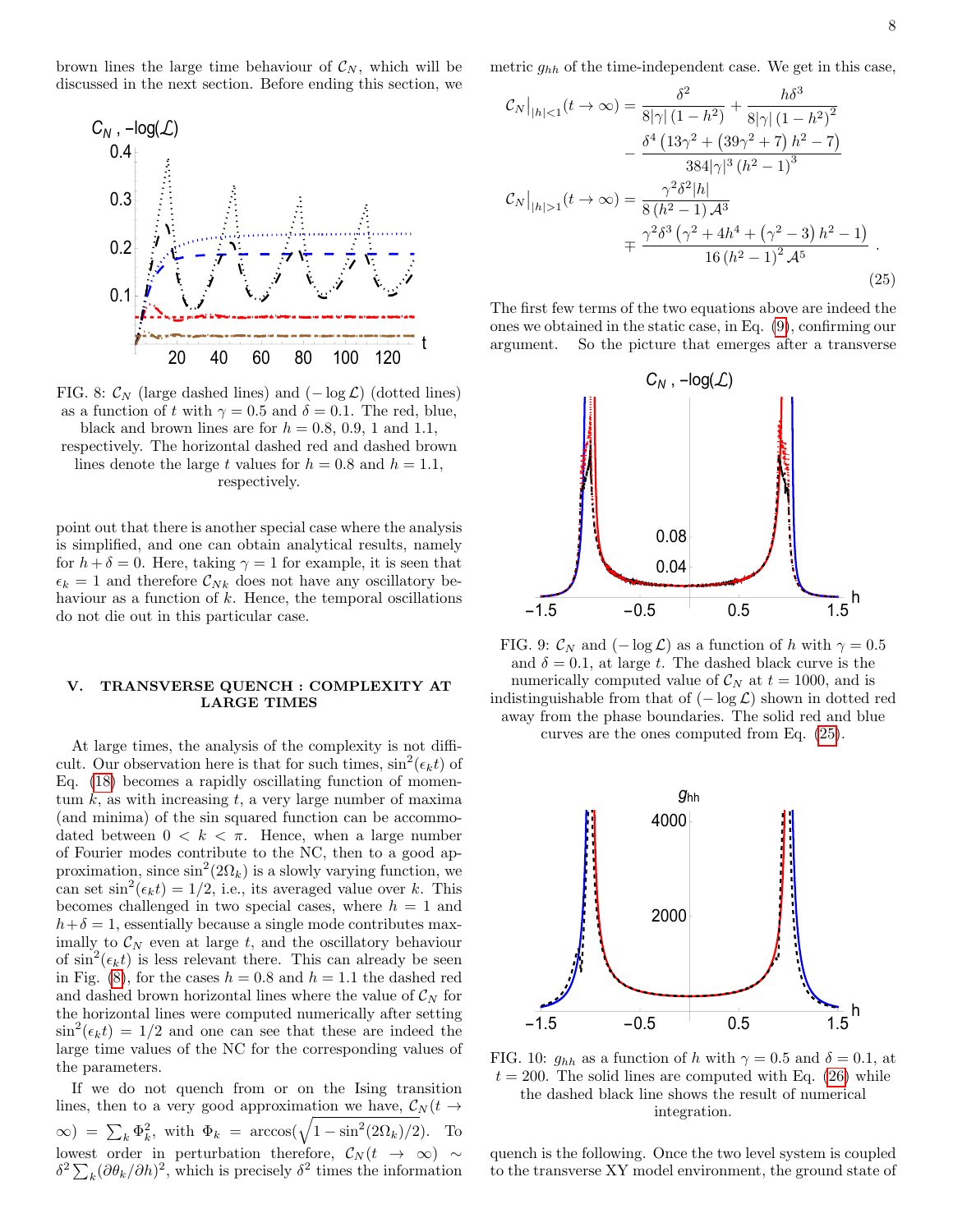brown lines the large time behaviour of $\mathcal{C}_N$, which will be discussed in the next section. Before ending this section, we point out that there is another special case where the analysis is simplified, and one can obtain analytical results, namely for $h + \delta = 0$. Here, taking $\gamma = 1$ for example, it is seen that $\epsilon_k = 1$ and therefore $\mathcal{C}_{Nk}$ does not have any oscillatory behaviour as a function of $k$. Hence, the temporal oscillations do not die out in this particular case.

FIG. 8: $\mathcal{C}_N$ (large dashed lines) and $(-\log \mathcal{L})$ (dotted lines) as a function of $t$ with $\gamma = 0.5$ and $\delta = 0.1$. The red, blue, black and brown lines are for $h = 0.8$, $0.9$, $1$ and $1.1$, respectively. The horizontal dashed red and dashed brown lines denote the large $t$ values for $h = 0.8$ and $h = 1.1$, respectively.

## V. TRANSVERSE QUENCH : COMPLEXITY AT LARGE TIMES

At large times, the analysis of the complexity is not difficult. Our observation here is that for such times, $\sin^2(\epsilon_k t)$ of Eq. (18) becomes a rapidly oscillating function of momentum $k$, as with increasing $t$, a very large number of maxima (and minima) of the sin squared function can be accommodated between $0 < k < \pi$. Hence, when a large number of Fourier modes contribute to the NC, then to a good approximation, since $\sin^2(2\Omega_k)$ is a slowly varying function, we can set $\sin^2(\epsilon_k t) = 1/2$, i.e., its averaged value over $k$. This becomes challenged in two special cases, where $h = 1$ and $h+\delta = 1$, essentially because a single mode contributes maximally to $\mathcal{C}_N$ even at large $t$, and the oscillatory behaviour of $\sin^2(\epsilon_k t)$ is less relevant there. This can already be seen in Fig. (8), for the cases $h = 0.8$ and $h = 1.1$ the dashed red and dashed brown horizontal lines where the value of $\mathcal{C}_N$ for the horizontal lines were computed numerically after setting $\sin^2(\epsilon_k t) = 1/2$ and one can see that these are indeed the large time values of the NC for the corresponding values of the parameters.

If we do not quench from or on the Ising transition lines, then to a very good approximation we have, $\mathcal{C}_N(t \to \infty) = \sum_k \Phi_k^2$, with $\Phi_k = \arccos(\sqrt{1 - \sin^2(2\Omega_k)/2})$. To lowest order in perturbation therefore, $\mathcal{C}_N(t \to \infty) \sim \delta^2 \sum_k (\partial\theta_k/\partial h)^2$, which is precisely $\delta^2$ times the information metric $g_{hh}$ of the time-independent case. We get in this case,

$$
\begin{aligned}
\mathcal{C}_N\big|_{|h|<1}(t \to \infty) &= \frac{\delta^2}{8|\gamma|\,(1-h^2)} + \frac{h\delta^3}{8|\gamma|\,(1-h^2)^2} \\
&\quad - \frac{\delta^4\left(13\gamma^2 + \left(39\gamma^2 + 7\right)h^2 - 7\right)}{384|\gamma|^3\,(h^2-1)^3} \\
\mathcal{C}_N\big|_{|h|>1}(t \to \infty) &= \frac{\gamma^2\delta^2|h|}{8\,(h^2-1)\,\mathcal{A}^3} \\
&\quad \mp \frac{\gamma^2\delta^3\left(\gamma^2 + 4h^4 + \left(\gamma^2 - 3\right)h^2 - 1\right)}{16\,(h^2-1)^2\,\mathcal{A}^5}\,.
\end{aligned}
\tag{25}
$$

The first few terms of the two equations above are indeed the ones we obtained in the static case, in Eq. (9), confirming our argument. So the picture that emerges after a transverse quench is the following. Once the two level system is coupled to the transverse XY model environment, the ground state of

FIG. 9: $\mathcal{C}_N$ and $(-\log \mathcal{L})$ as a function of $h$ with $\gamma = 0.5$ and $\delta = 0.1$, at large $t$. The dashed black curve is the numerically computed value of $\mathcal{C}_N$ at $t = 1000$, and is indistinguishable from that of $(-\log \mathcal{L})$ shown in dotted red away from the phase boundaries. The solid red and blue curves are the ones computed from Eq. (25).

FIG. 10: $g_{hh}$ as a function of $h$ with $\gamma = 0.5$ and $\delta = 0.1$, at $t = 200$. The solid lines are computed with Eq. (26) while the dashed black line shows the result of numerical integration.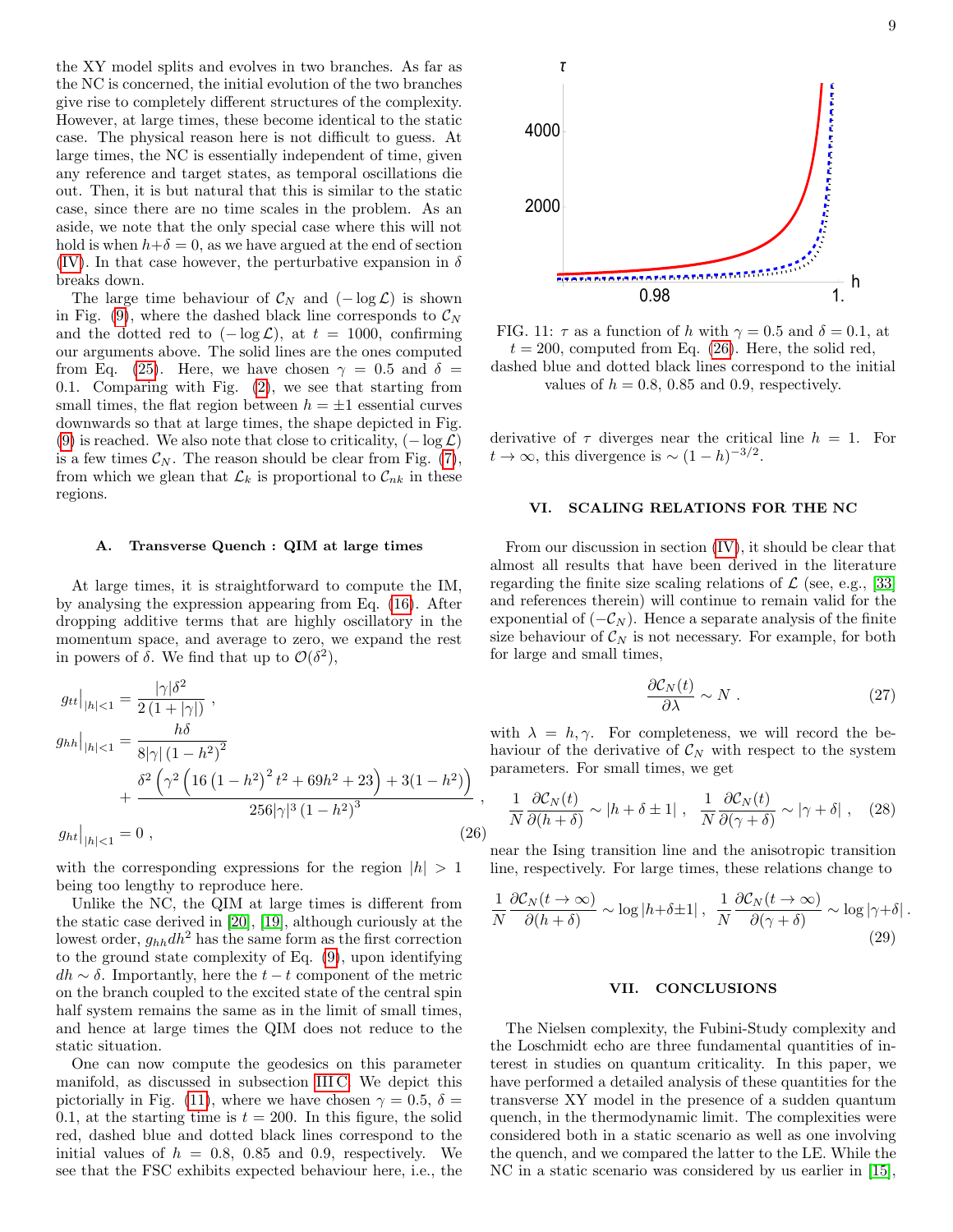the XY model splits and evolves in two branches. As far as the NC is concerned, the initial evolution of the two branches give rise to completely different structures of the complexity. However, at large times, these become identical to the static case. The physical reason here is not difficult to guess. At large times, the NC is essentially independent of time, given any reference and target states, as temporal oscillations die out. Then, it is but natural that this is similar to the static case, since there are no time scales in the problem. As an aside, we note that the only special case where this will not hold is when $h+\delta = 0$, as we have argued at the end of section (IV). In that case however, the perturbative expansion in $\delta$ breaks down.

The large time behaviour of $\mathcal{C}_N$ and $(-\log \mathcal{L})$ is shown in Fig. (9), where the dashed black line corresponds to $\mathcal{C}_N$ and the dotted red to $(-\log \mathcal{L})$, at $t = 1000$, confirming our arguments above. The solid lines are the ones computed from Eq. (25). Here, we have chosen $\gamma = 0.5$ and $\delta = 0.1$. Comparing with Fig. (2), we see that starting from small times, the flat region between $h = \pm 1$ essential curves downwards so that at large times, the shape depicted in Fig. (9) is reached. We also note that close to criticality, $(-\log \mathcal{L})$ is a few times $\mathcal{C}_N$. The reason should be clear from Fig. (7), from which we glean that $\mathcal{L}_k$ is proportional to $\mathcal{C}_{nk}$ in these regions.

### A. Transverse Quench : QIM at large times

At large times, it is straightforward to compute the IM, by analysing the expression appearing from Eq. (16). After dropping additive terms that are highly oscillatory in the momentum space, and average to zero, we expand the rest in powers of $\delta$. We find that up to $\mathcal{O}(\delta^2)$,

$$
\begin{aligned}
g_{tt}\big|_{|h|<1} &= \frac{|\gamma|\delta^2}{2\left(1+|\gamma|\right)} ~, \\
g_{hh}\big|_{|h|<1} &= \frac{h\delta}{8|\gamma|\left(1-h^2\right)^2} \\
&\quad + \frac{\delta^2\left(\gamma^2\left(16\left(1-h^2\right)^2 t^2 + 69h^2 + 23\right) + 3(1-h^2)\right)}{256|\gamma|^3\left(1-h^2\right)^3} ~, \\
g_{ht}\big|_{|h|<1} &= 0 ~,
\end{aligned} \tag{26}
$$

with the corresponding expressions for the region $|h| > 1$ being too lengthy to reproduce here.

Unlike the NC, the QIM at large times is different from the static case derived in [20], [19], although curiously at the lowest order, $g_{hh}dh^2$ has the same form as the first correction to the ground state complexity of Eq. (9), upon identifying $dh \sim \delta$. Importantly, here the $t-t$ component of the metric on the branch coupled to the excited state of the central spin half system remains the same as in the limit of small times, and hence at large times the QIM does not reduce to the static situation.

One can now compute the geodesics on this parameter manifold, as discussed in subsection III C. We depict this pictorially in Fig. (11), where we have chosen $\gamma = 0.5$, $\delta = 0.1$, at the starting time is $t = 200$. In this figure, the solid red, dashed blue and dotted black lines correspond to the initial values of $h = 0.8$, $0.85$ and $0.9$, respectively. We see that the FSC exhibits expected behaviour here, i.e., the derivative of $\tau$ diverges near the critical line $h = 1$. For $t \to \infty$, this divergence is $\sim (1-h)^{-3/2}$.

FIG. 11: $\tau$ as a function of $h$ with $\gamma = 0.5$ and $\delta = 0.1$, at $t = 200$, computed from Eq. (26). Here, the solid red, dashed blue and dotted black lines correspond to the initial values of $h = 0.8$, $0.85$ and $0.9$, respectively.

## VI. SCALING RELATIONS FOR THE NC

From our discussion in section (IV), it should be clear that almost all results that have been derived in the literature regarding the finite size scaling relations of $\mathcal{L}$ (see, e.g., [33] and references therein) will continue to remain valid for the exponential of $(-\mathcal{C}_N)$. Hence a separate analysis of the finite size behaviour of $\mathcal{C}_N$ is not necessary. For example, for both for large and small times,

$$
\frac{\partial \mathcal{C}_N(t)}{\partial \lambda} \sim N ~. \tag{27}
$$

with $\lambda = h, \gamma$. For completeness, we will record the behaviour of the derivative of $\mathcal{C}_N$ with respect to the system parameters. For small times, we get

$$
\frac{1}{N}\frac{\partial \mathcal{C}_N(t)}{\partial (h+\delta)} \sim |h+\delta \pm 1| ~, \quad \frac{1}{N}\frac{\partial \mathcal{C}_N(t)}{\partial (\gamma+\delta)} \sim |\gamma+\delta| ~, \tag{28}
$$

near the Ising transition line and the anisotropic transition line, respectively. For large times, these relations change to

$$
\frac{1}{N}\frac{\partial \mathcal{C}_N(t\to\infty)}{\partial (h+\delta)} \sim \log|h+\delta \pm 1| ~, \quad \frac{1}{N}\frac{\partial \mathcal{C}_N(t\to\infty)}{\partial (\gamma+\delta)} \sim \log|\gamma+\delta| ~. \tag{29}
$$

## VII. CONCLUSIONS

The Nielsen complexity, the Fubini-Study complexity and the Loschmidt echo are three fundamental quantities of interest in studies on quantum criticality. In this paper, we have performed a detailed analysis of these quantities for the transverse XY model in the presence of a sudden quantum quench, in the thermodynamic limit. The complexities were considered both in a static scenario as well as one involving the quench, and we compared the latter to the LE. While the NC in a static scenario was considered by us earlier in [15],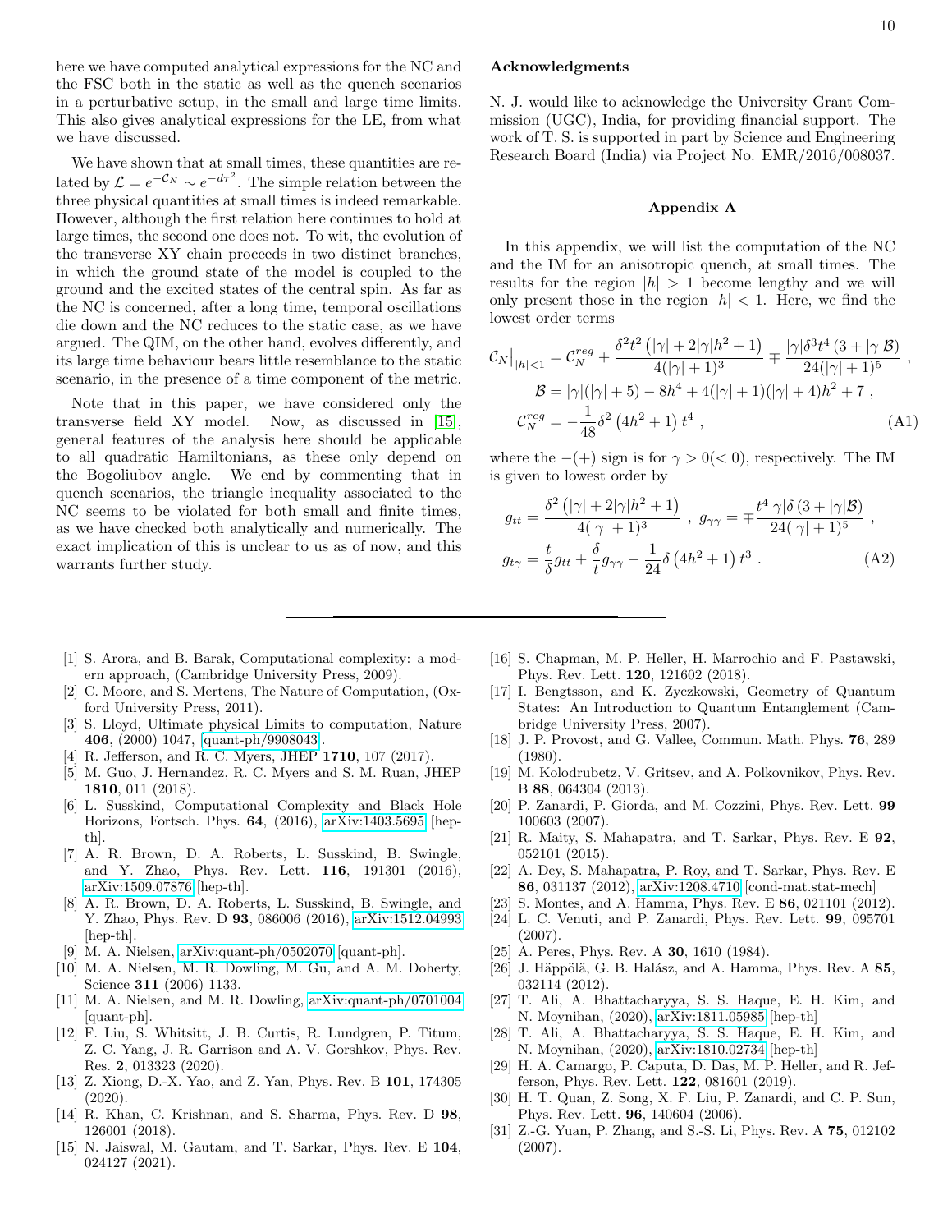here we have computed analytical expressions for the NC and the FSC both in the static as well as the quench scenarios in a perturbative setup, in the small and large time limits. This also gives analytical expressions for the LE, from what we have discussed.

We have shown that at small times, these quantities are related by $\mathcal{L} = e^{-\mathcal{C}_N} \sim e^{-d\tau^2}$. The simple relation between the three physical quantities at small times is indeed remarkable. However, although the first relation here continues to hold at large times, the second one does not. To wit, the evolution of the transverse XY chain proceeds in two distinct branches, in which the ground state of the model is coupled to the ground and the excited states of the central spin. As far as the NC is concerned, after a long time, temporal oscillations die down and the NC reduces to the static case, as we have argued. The QIM, on the other hand, evolves differently, and its large time behaviour bears little resemblance to the static scenario, in the presence of a time component of the metric.

Note that in this paper, we have considered only the transverse field XY model. Now, as discussed in [15], general features of the analysis here should be applicable to all quadratic Hamiltonians, as these only depend on the Bogoliubov angle. We end by commenting that in quench scenarios, the triangle inequality associated to the NC seems to be violated for both small and finite times, as we have checked both analytically and numerically. The exact implication of this is unclear to us as of now, and this warrants further study.

### Acknowledgments

N. J. would like to acknowledge the University Grant Commission (UGC), India, for providing financial support. The work of T. S. is supported in part by Science and Engineering Research Board (India) via Project No. EMR/2016/008037.

## Appendix A

In this appendix, we will list the computation of the NC and the IM for an anisotropic quench, at small times. The results for the region $|h| > 1$ become lengthy and we will only present those in the region $|h| < 1$. Here, we find the lowest order terms

$$
\begin{aligned}
\mathcal{C}_N\big|_{|h|<1} &= \mathcal{C}_N^{reg} + \frac{\delta^2 t^2 \left(|\gamma| + 2|\gamma|h^2 + 1\right)}{4(|\gamma|+1)^3} \mp \frac{|\gamma|\delta^3 t^4 \left(3 + |\gamma|\mathcal{B}\right)}{24(|\gamma|+1)^5} ~, \\
\mathcal{B} &= |\gamma|(|\gamma|+5) - 8h^4 + 4(|\gamma|+1)(|\gamma|+4)h^2 + 7 ~, \\
\mathcal{C}_N^{reg} &= -\frac{1}{48}\delta^2 \left(4h^2+1\right) t^4 ~,
\end{aligned} \tag{A1}
$$

where the $-(+)$ sign is for $\gamma > 0 (< 0)$, respectively. The IM is given to lowest order by

$$
\begin{aligned}
g_{tt} &= \frac{\delta^2 \left(|\gamma| + 2|\gamma|h^2 + 1\right)}{4(|\gamma|+1)^3} ~,~ g_{\gamma\gamma} = \mp\frac{t^4|\gamma|\delta \left(3 + |\gamma|\mathcal{B}\right)}{24(|\gamma|+1)^5} ~, \\
g_{t\gamma} &= \frac{t}{\delta} g_{tt} + \frac{\delta}{t} g_{\gamma\gamma} - \frac{1}{24}\delta \left(4h^2+1\right) t^3 ~.
\end{aligned} \tag{A2}
$$

---

[1] S. Arora, and B. Barak, Computational complexity: a modern approach, (Cambridge University Press, 2009).
[2] C. Moore, and S. Mertens, The Nature of Computation, (Oxford University Press, 2011).
[3] S. Lloyd, Ultimate physical Limits to computation, Nature **406**, (2000) 1047, quant-ph/9908043.
[4] R. Jefferson, and R. C. Myers, JHEP **1710**, 107 (2017).
[5] M. Guo, J. Hernandez, R. C. Myers and S. M. Ruan, JHEP **1810**, 011 (2018).
[6] L. Susskind, Computational Complexity and Black Hole Horizons, Fortsch. Phys. **64**, (2016), arXiv:1403.5695 [hep-th].
[7] A. R. Brown, D. A. Roberts, L. Susskind, B. Swingle, and Y. Zhao, Phys. Rev. Lett. **116**, 191301 (2016), arXiv:1509.07876 [hep-th].
[8] A. R. Brown, D. A. Roberts, L. Susskind, B. Swingle, and Y. Zhao, Phys. Rev. D **93**, 086006 (2016), arXiv:1512.04993 [hep-th].
[9] M. A. Nielsen, arXiv:quant-ph/0502070 [quant-ph].
[10] M. A. Nielsen, M. R. Dowling, M. Gu, and A. M. Doherty, Science **311** (2006) 1133.
[11] M. A. Nielsen, and M. R. Dowling, arXiv:quant-ph/0701004 [quant-ph].
[12] F. Liu, S. Whitsitt, J. B. Curtis, R. Lundgren, P. Titum, Z. C. Yang, J. R. Garrison and A. V. Gorshkov, Phys. Rev. Res. **2**, 013323 (2020).
[13] Z. Xiong, D.-X. Yao, and Z. Yan, Phys. Rev. B **101**, 174305 (2020).
[14] R. Khan, C. Krishnan, and S. Sharma, Phys. Rev. D **98**, 126001 (2018).
[15] N. Jaiswal, M. Gautam, and T. Sarkar, Phys. Rev. E **104**, 024127 (2021).
[16] S. Chapman, M. P. Heller, H. Marrochio and F. Pastawski, Phys. Rev. Lett. **120**, 121602 (2018).
[17] I. Bengtsson, and K. Zyczkowski, Geometry of Quantum States: An Introduction to Quantum Entanglement (Cambridge University Press, 2007).
[18] J. P. Provost, and G. Vallee, Commun. Math. Phys. **76**, 289 (1980).
[19] M. Kolodrubetz, V. Gritsev, and A. Polkovnikov, Phys. Rev. B **88**, 064304 (2013).
[20] P. Zanardi, P. Giorda, and M. Cozzini, Phys. Rev. Lett. **99** 100603 (2007).
[21] R. Maity, S. Mahapatra, and T. Sarkar, Phys. Rev. E **92**, 052101 (2015).
[22] A. Dey, S. Mahapatra, P. Roy, and T. Sarkar, Phys. Rev. E **86**, 031137 (2012), arXiv:1208.4710 [cond-mat.stat-mech]
[23] S. Montes, and A. Hamma, Phys. Rev. E **86**, 021101 (2012).
[24] L. C. Venuti, and P. Zanardi, Phys. Rev. Lett. **99**, 095701 (2007).
[25] A. Peres, Phys. Rev. A **30**, 1610 (1984).
[26] J. Häppölä, G. B. Halász, and A. Hamma, Phys. Rev. A **85**, 032114 (2012).
[27] T. Ali, A. Bhattacharyya, S. S. Haque, E. H. Kim, and N. Moynihan, (2020), arXiv:1811.05985 [hep-th]
[28] T. Ali, A. Bhattacharyya, S. S. Haque, E. H. Kim, and N. Moynihan, (2020), arXiv:1810.02734 [hep-th]
[29] H. A. Camargo, P. Caputa, D. Das, M. P. Heller, and R. Jefferson, Phys. Rev. Lett. **122**, 081601 (2019).
[30] H. T. Quan, Z. Song, X. F. Liu, P. Zanardi, and C. P. Sun, Phys. Rev. Lett. **96**, 140604 (2006).
[31] Z.-G. Yuan, P. Zhang, and S.-S. Li, Phys. Rev. A **75**, 012102 (2007).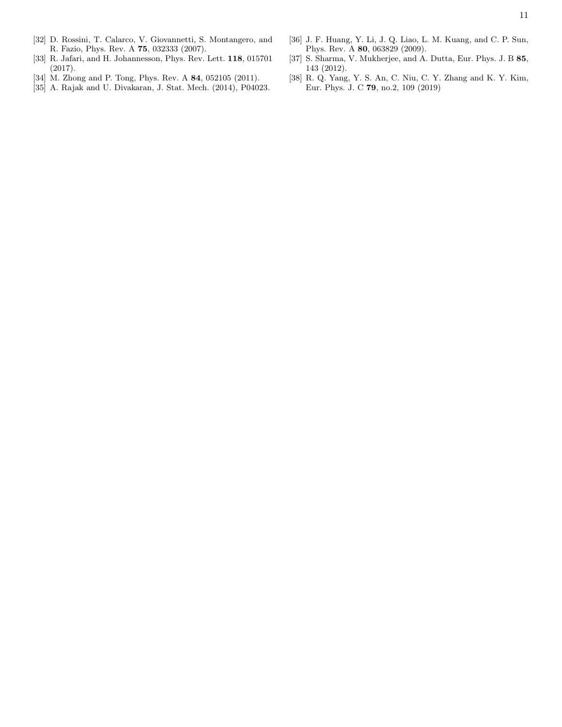[32] D. Rossini, T. Calarco, V. Giovannetti, S. Montangero, and R. Fazio, Phys. Rev. A **75**, 032333 (2007).

[33] R. Jafari, and H. Johannesson, Phys. Rev. Lett. **118**, 015701 (2017).

[34] M. Zhong and P. Tong, Phys. Rev. A **84**, 052105 (2011).

[35] A. Rajak and U. Divakaran, J. Stat. Mech. (2014), P04023.

[36] J. F. Huang, Y. Li, J. Q. Liao, L. M. Kuang, and C. P. Sun, Phys. Rev. A **80**, 063829 (2009).

[37] S. Sharma, V. Mukherjee, and A. Dutta, Eur. Phys. J. B **85**, 143 (2012).

[38] R. Q. Yang, Y. S. An, C. Niu, C. Y. Zhang and K. Y. Kim, Eur. Phys. J. C **79**, no.2, 109 (2019)